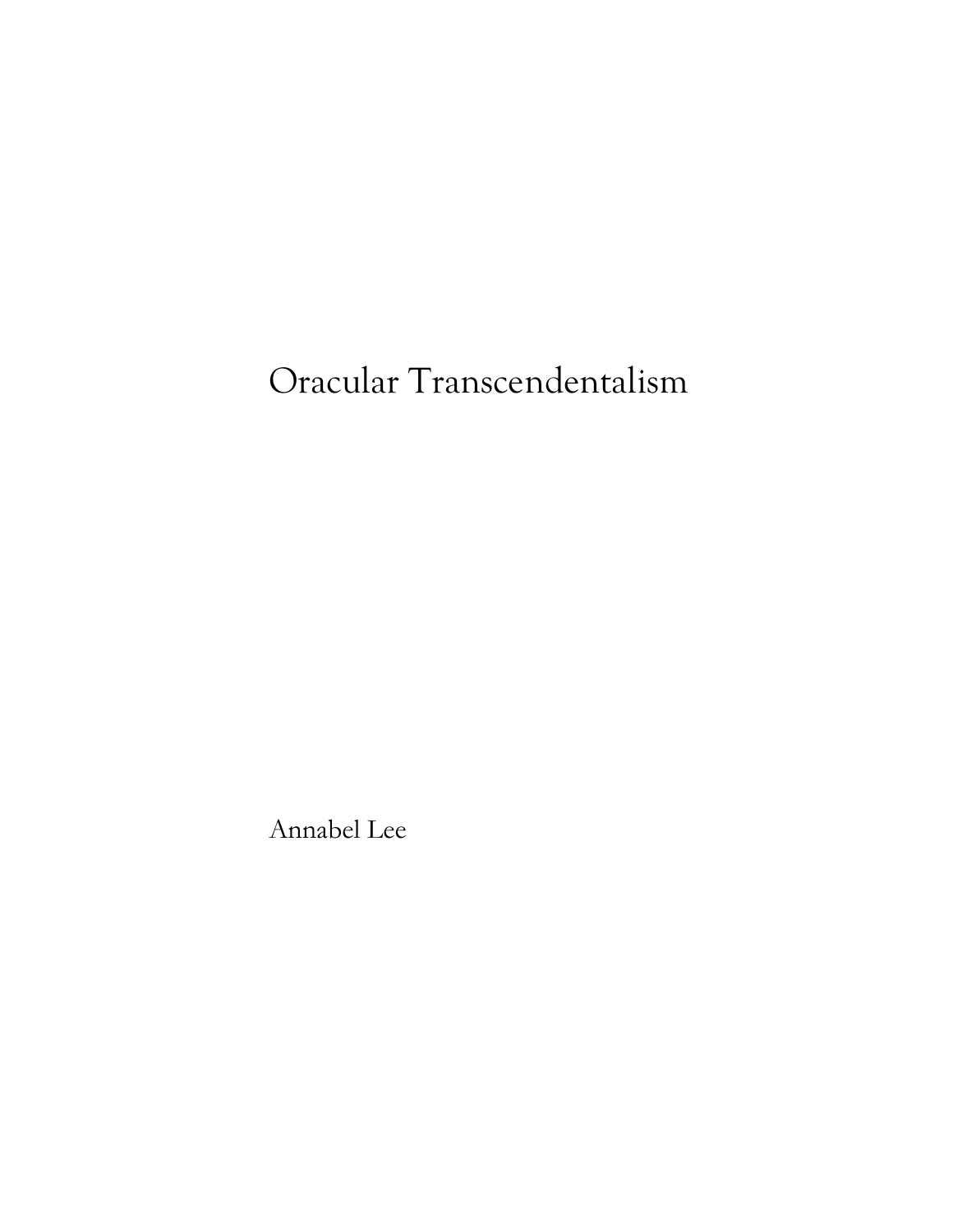# Oracular Transcendentalism

Annabel Lee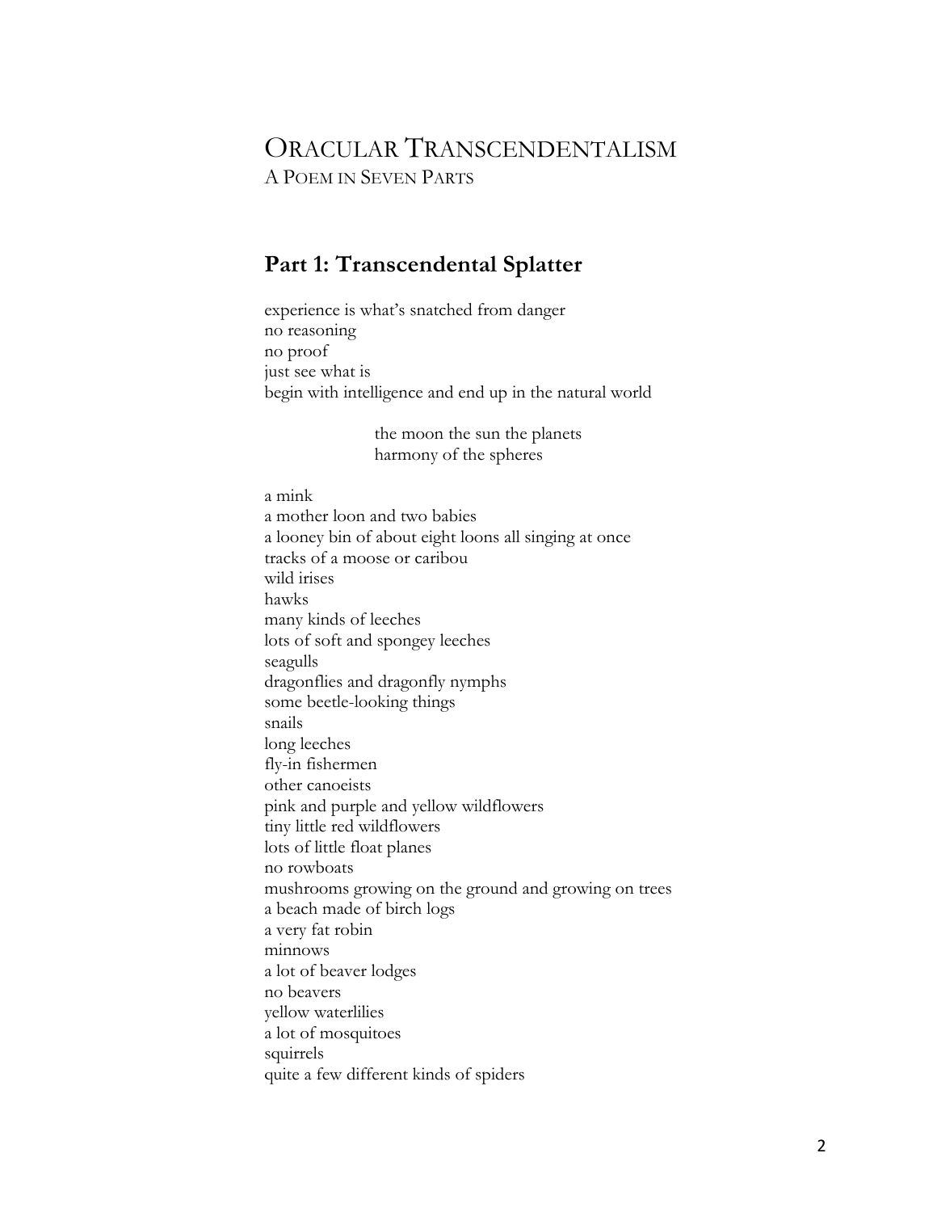# Oracular Transcendentalism

A Poem in Seven Parts

## Part 1: Transcendental Splatter

experience is what's snatched from danger
no reasoning
no proof
just see what is
begin with intelligence and end up in the natural world

> the moon the sun the planets
> harmony of the spheres

a mink
a mother loon and two babies
a looney bin of about eight loons all singing at once
tracks of a moose or caribou
wild irises
hawks
many kinds of leeches
lots of soft and spongey leeches
seagulls
dragonflies and dragonfly nymphs
some beetle-looking things
snails
long leeches
fly-in fishermen
other canoeists
pink and purple and yellow wildflowers
tiny little red wildflowers
lots of little float planes
no rowboats
mushrooms growing on the ground and growing on trees
a beach made of birch logs
a very fat robin
minnows
a lot of beaver lodges
no beavers
yellow waterlilies
a lot of mosquitoes
squirrels
quite a few different kinds of spiders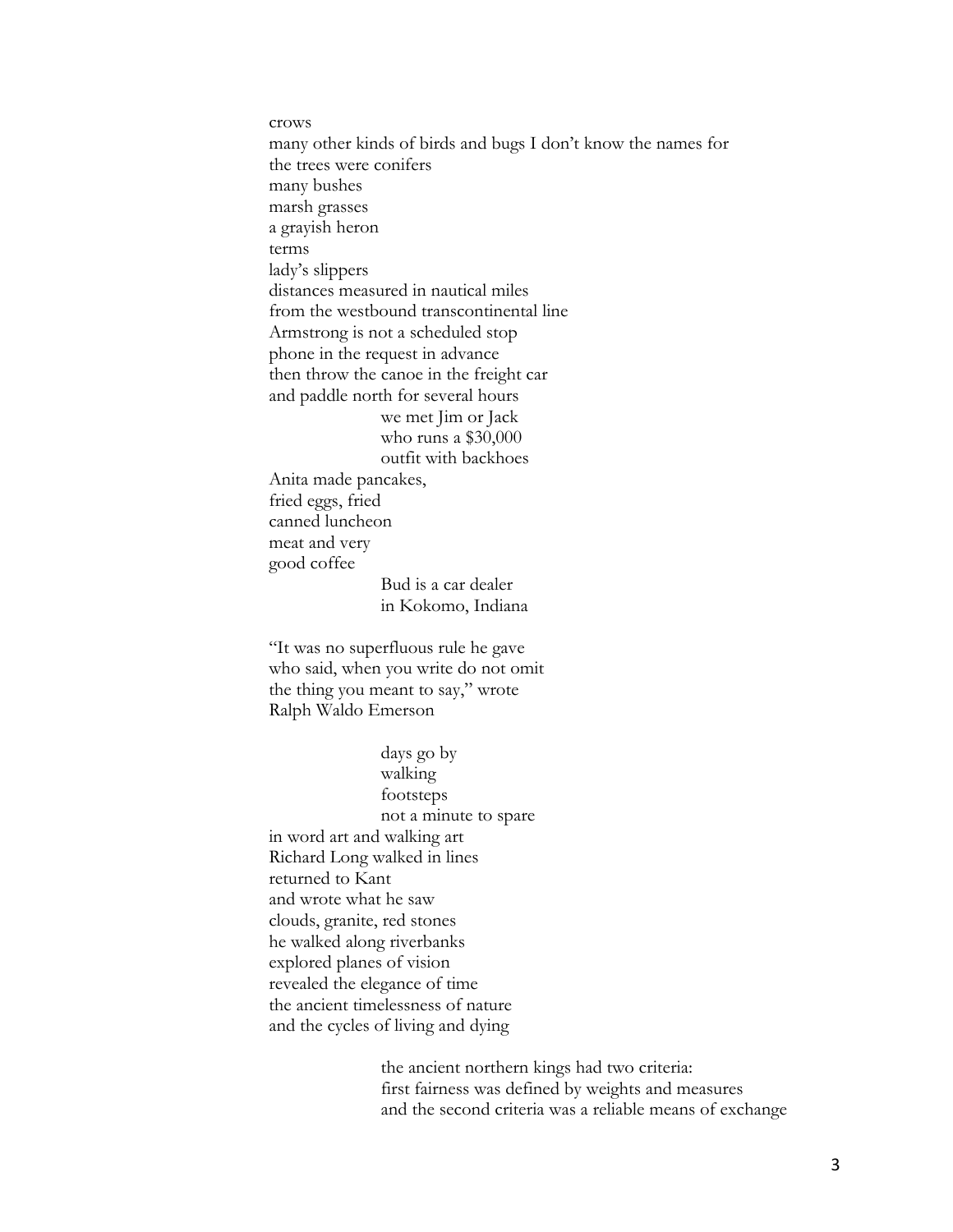crows  
many other kinds of birds and bugs I don't know the names for  
the trees were conifers  
many bushes  
marsh grasses  
a grayish heron  
terms  
lady's slippers  
distances measured in nautical miles  
from the westbound transcontinental line  
Armstrong is not a scheduled stop  
phone in the request in advance  
then throw the canoe in the freight car  
and paddle north for several hours

> we met Jim or Jack  
> who runs a $30,000  
> outfit with backhoes

Anita made pancakes,  
fried eggs, fried  
canned luncheon  
meat and very  
good coffee

> Bud is a car dealer  
> in Kokomo, Indiana

"It was no superfluous rule he gave  
who said, when you write do not omit  
the thing you meant to say," wrote  
Ralph Waldo Emerson

> days go by  
> walking  
> footsteps  
> not a minute to spare

in word art and walking art  
Richard Long walked in lines  
returned to Kant  
and wrote what he saw  
clouds, granite, red stones  
he walked along riverbanks  
explored planes of vision  
revealed the elegance of time  
the ancient timelessness of nature  
and the cycles of living and dying

> the ancient northern kings had two criteria:  
> first fairness was defined by weights and measures  
> and the second criteria was a reliable means of exchange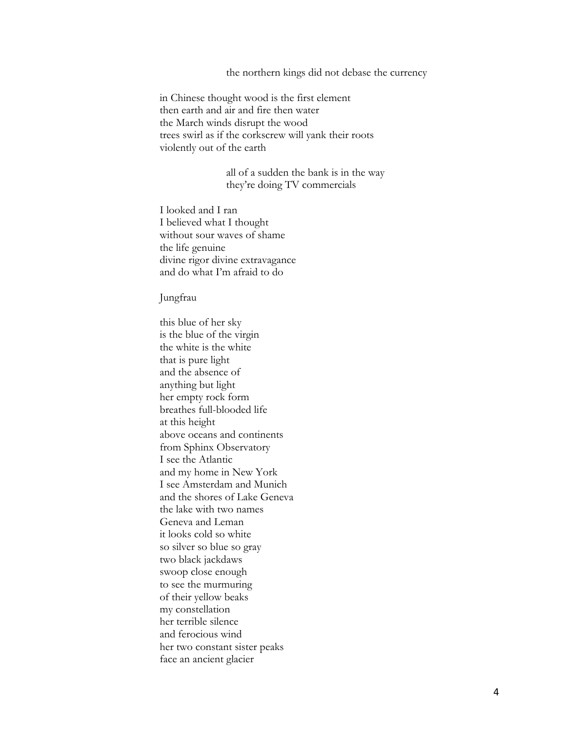the northern kings did not debase the currency

in Chinese thought wood is the first element  
then earth and air and fire then water  
the March winds disrupt the wood  
trees swirl as if the corkscrew will yank their roots  
violently out of the earth

all of a sudden the bank is in the way  
they're doing TV commercials

I looked and I ran  
I believed what I thought  
without sour waves of shame  
the life genuine  
divine rigor divine extravagance  
and do what I'm afraid to do

Jungfrau

this blue of her sky  
is the blue of the virgin  
the white is the white  
that is pure light  
and the absence of  
anything but light  
her empty rock form  
breathes full-blooded life  
at this height  
above oceans and continents  
from Sphinx Observatory  
I see the Atlantic  
and my home in New York  
I see Amsterdam and Munich  
and the shores of Lake Geneva  
the lake with two names  
Geneva and Leman  
it looks cold so white  
so silver so blue so gray  
two black jackdaws  
swoop close enough  
to see the murmuring  
of their yellow beaks  
my constellation  
her terrible silence  
and ferocious wind  
her two constant sister peaks  
face an ancient glacier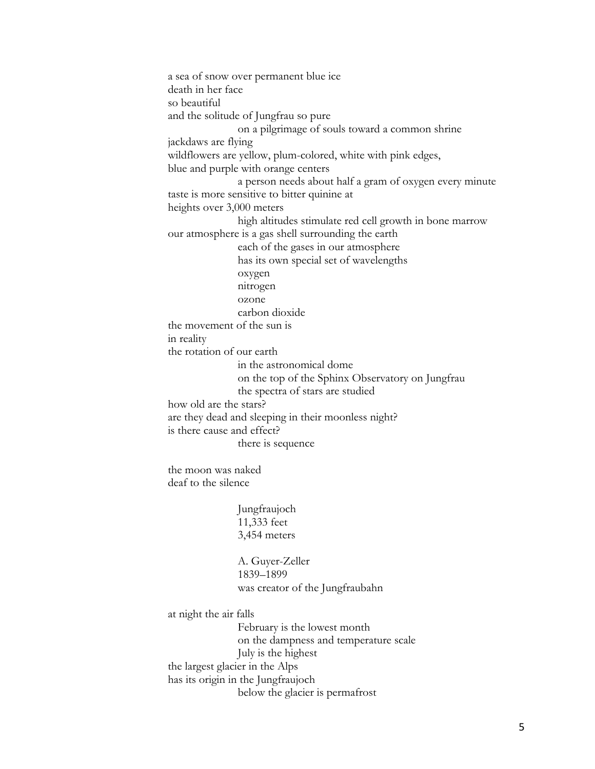a sea of snow over permanent blue ice
death in her face
so beautiful
and the solitude of Jungfrau so pure
        on a pilgrimage of souls toward a common shrine
jackdaws are flying
wildflowers are yellow, plum-colored, white with pink edges,
blue and purple with orange centers
        a person needs about half a gram of oxygen every minute
taste is more sensitive to bitter quinine at
heights over 3,000 meters
        high altitudes stimulate red cell growth in bone marrow
our atmosphere is a gas shell surrounding the earth
        each of the gases in our atmosphere
        has its own special set of wavelengths
        oxygen
        nitrogen
        ozone
        carbon dioxide
the movement of the sun is
in reality
the rotation of our earth
        in the astronomical dome
        on the top of the Sphinx Observatory on Jungfrau
        the spectra of stars are studied
how old are the stars?
are they dead and sleeping in their moonless night?
is there cause and effect?
        there is sequence

the moon was naked
deaf to the silence

        Jungfraujoch
        11,333 feet
        3,454 meters

        A. Guyer-Zeller
        1839–1899
        was creator of the Jungfraubahn

at night the air falls
        February is the lowest month
        on the dampness and temperature scale
        July is the highest
the largest glacier in the Alps
has its origin in the Jungfraujoch
        below the glacier is permafrost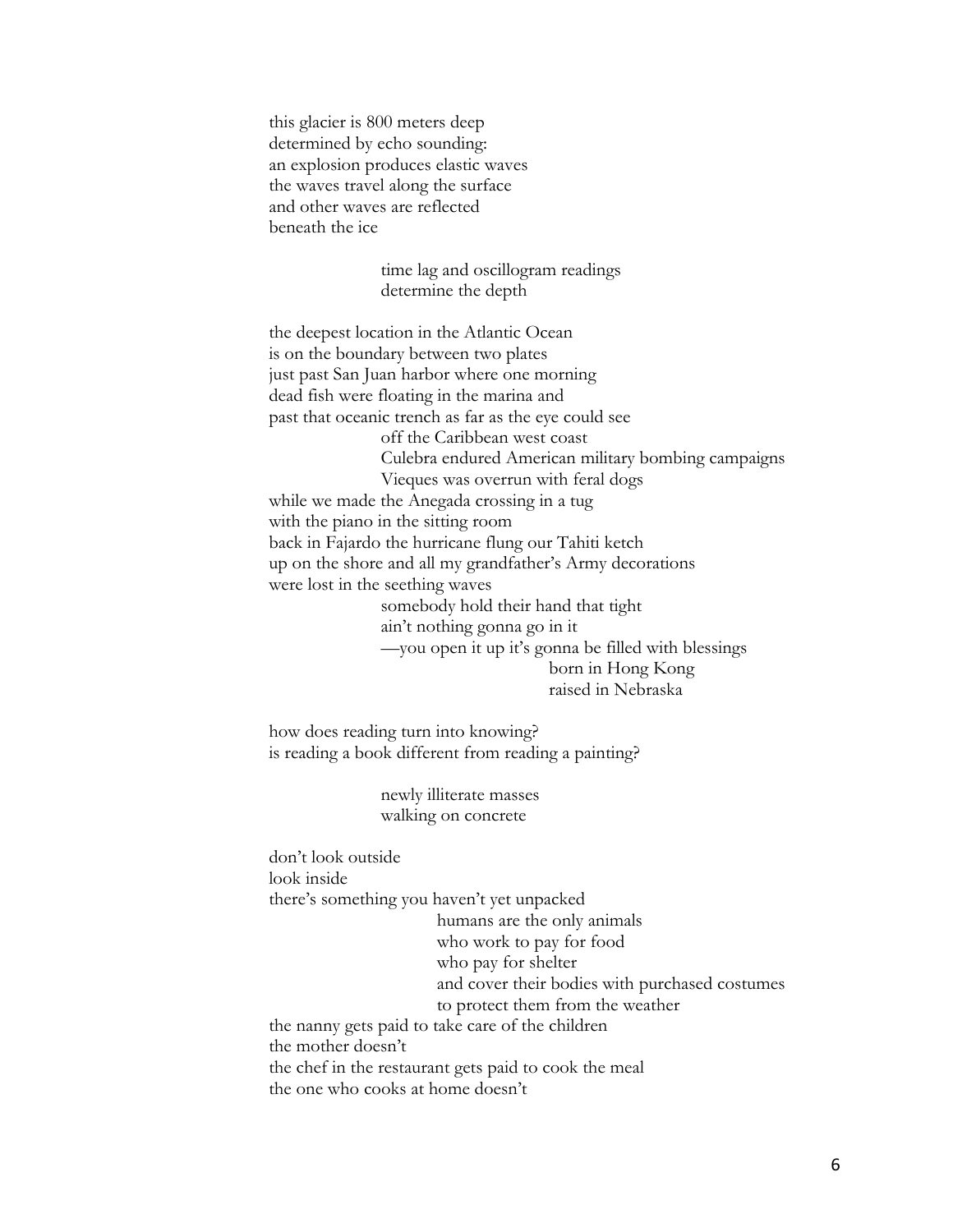this glacier is 800 meters deep  
determined by echo sounding:  
an explosion produces elastic waves  
the waves travel along the surface  
and other waves are reflected  
beneath the ice

&emsp;&emsp;&emsp;&emsp;&emsp;&emsp;time lag and oscillogram readings  
&emsp;&emsp;&emsp;&emsp;&emsp;&emsp;determine the depth

the deepest location in the Atlantic Ocean  
is on the boundary between two plates  
just past San Juan harbor where one morning  
dead fish were floating in the marina and  
past that oceanic trench as far as the eye could see  
&emsp;&emsp;&emsp;&emsp;&emsp;&emsp;off the Caribbean west coast  
&emsp;&emsp;&emsp;&emsp;&emsp;&emsp;Culebra endured American military bombing campaigns  
&emsp;&emsp;&emsp;&emsp;&emsp;&emsp;Vieques was overrun with feral dogs  
while we made the Anegada crossing in a tug  
with the piano in the sitting room  
back in Fajardo the hurricane flung our Tahiti ketch  
up on the shore and all my grandfather's Army decorations  
were lost in the seething waves  
&emsp;&emsp;&emsp;&emsp;&emsp;&emsp;somebody hold their hand that tight  
&emsp;&emsp;&emsp;&emsp;&emsp;&emsp;ain't nothing gonna go in it  
&emsp;&emsp;&emsp;&emsp;&emsp;&emsp;—you open it up it's gonna be filled with blessings  
&emsp;&emsp;&emsp;&emsp;&emsp;&emsp;&emsp;&emsp;&emsp;&emsp;&emsp;&emsp;&emsp;&emsp;&emsp;born in Hong Kong  
&emsp;&emsp;&emsp;&emsp;&emsp;&emsp;&emsp;&emsp;&emsp;&emsp;&emsp;&emsp;&emsp;&emsp;&emsp;raised in Nebraska

how does reading turn into knowing?  
is reading a book different from reading a painting?

&emsp;&emsp;&emsp;&emsp;&emsp;&emsp;newly illiterate masses  
&emsp;&emsp;&emsp;&emsp;&emsp;&emsp;walking on concrete

don't look outside  
look inside  
there's something you haven't yet unpacked  
&emsp;&emsp;&emsp;&emsp;&emsp;&emsp;&emsp;&emsp;&emsp;humans are the only animals  
&emsp;&emsp;&emsp;&emsp;&emsp;&emsp;&emsp;&emsp;&emsp;who work to pay for food  
&emsp;&emsp;&emsp;&emsp;&emsp;&emsp;&emsp;&emsp;&emsp;who pay for shelter  
&emsp;&emsp;&emsp;&emsp;&emsp;&emsp;&emsp;&emsp;&emsp;and cover their bodies with purchased costumes  
&emsp;&emsp;&emsp;&emsp;&emsp;&emsp;&emsp;&emsp;&emsp;to protect them from the weather  
the nanny gets paid to take care of the children  
the mother doesn't  
the chef in the restaurant gets paid to cook the meal  
the one who cooks at home doesn't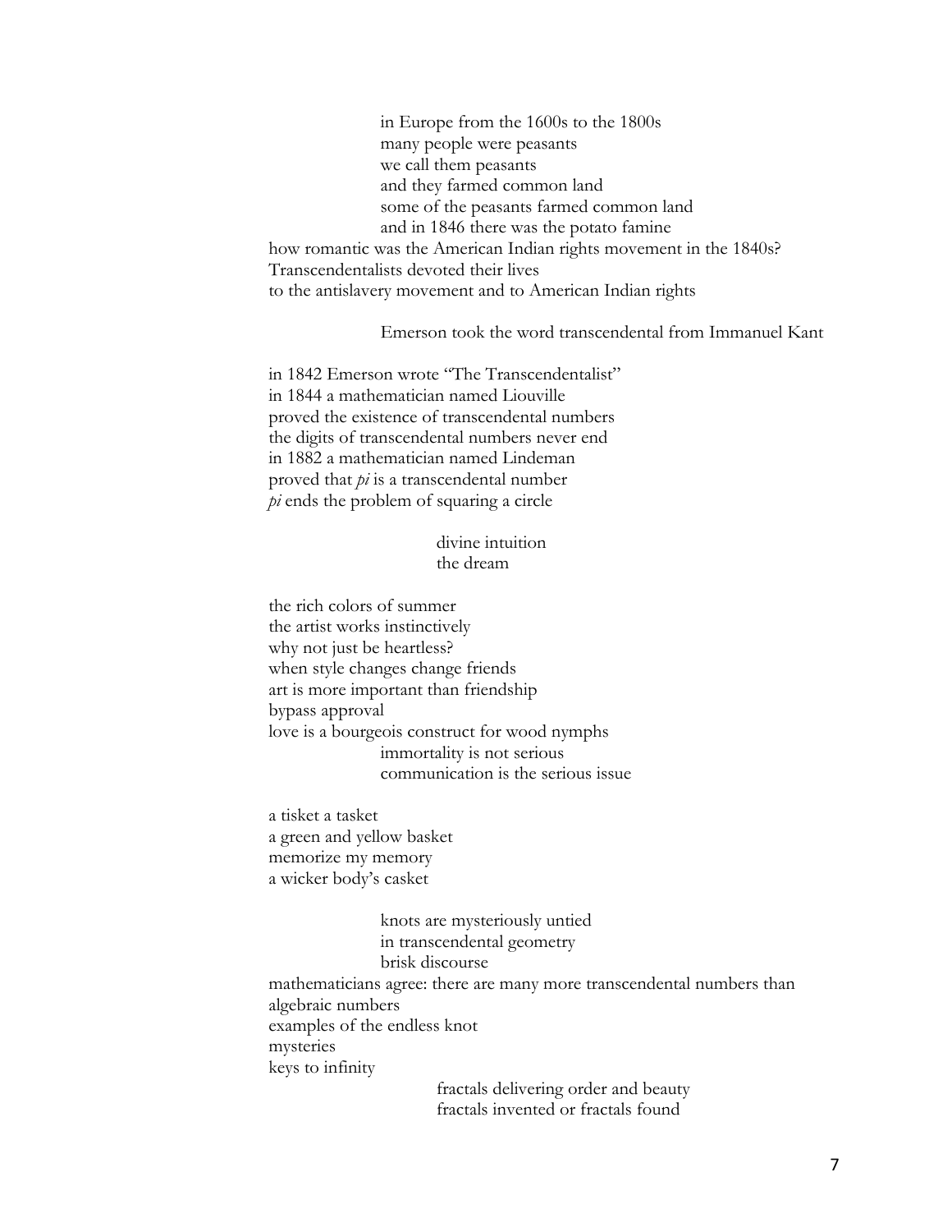in Europe from the 1600s to the 1800s
many people were peasants
we call them peasants
and they farmed common land
some of the peasants farmed common land
and in 1846 there was the potato famine

how romantic was the American Indian rights movement in the 1840s?
Transcendentalists devoted their lives
to the antislavery movement and to American Indian rights

Emerson took the word transcendental from Immanuel Kant

in 1842 Emerson wrote "The Transcendentalist"
in 1844 a mathematician named Liouville
proved the existence of transcendental numbers
the digits of transcendental numbers never end
in 1882 a mathematician named Lindeman
proved that *pi* is a transcendental number
*pi* ends the problem of squaring a circle

divine intuition
the dream

the rich colors of summer
the artist works instinctively
why not just be heartless?
when style changes change friends
art is more important than friendship
bypass approval
love is a bourgeois construct for wood nymphs
immortality is not serious
communication is the serious issue

a tisket a tasket
a green and yellow basket
memorize my memory
a wicker body's casket

knots are mysteriously untied
in transcendental geometry
brisk discourse

mathematicians agree: there are many more transcendental numbers than algebraic numbers
examples of the endless knot
mysteries
keys to infinity

fractals delivering order and beauty
fractals invented or fractals found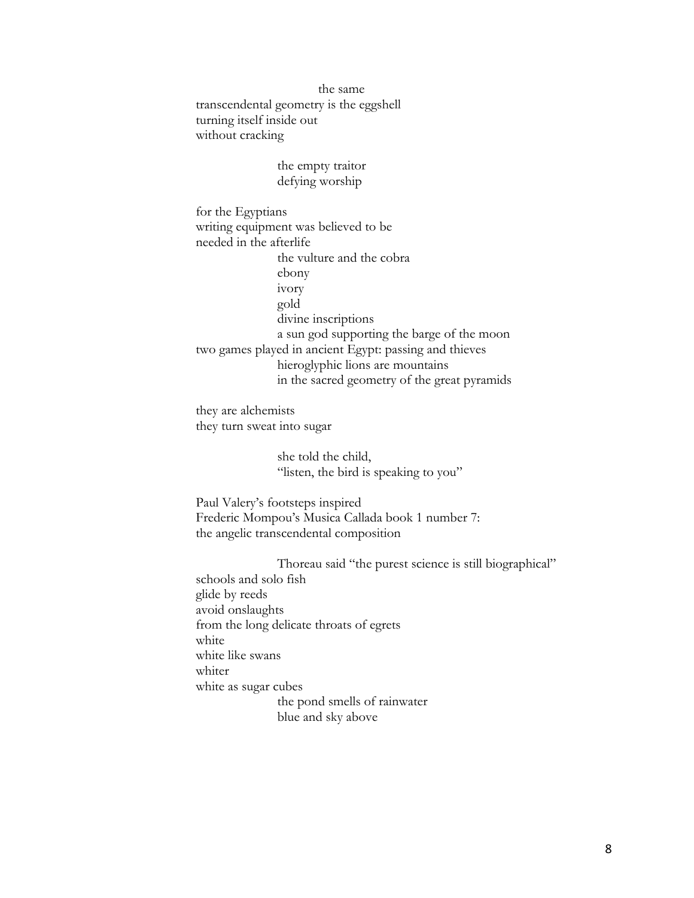the same
transcendental geometry is the eggshell
turning itself inside out
without cracking

the empty traitor
defying worship

for the Egyptians
writing equipment was believed to be
needed in the afterlife
the vulture and the cobra
ebony
ivory
gold
divine inscriptions
a sun god supporting the barge of the moon
two games played in ancient Egypt: passing and thieves
hieroglyphic lions are mountains
in the sacred geometry of the great pyramids

they are alchemists
they turn sweat into sugar

she told the child,
"listen, the bird is speaking to you"

Paul Valery's footsteps inspired
Frederic Mompou's Musica Callada book 1 number 7:
the angelic transcendental composition

Thoreau said "the purest science is still biographical"
schools and solo fish
glide by reeds
avoid onslaughts
from the long delicate throats of egrets
white
white like swans
whiter
white as sugar cubes
the pond smells of rainwater
blue and sky above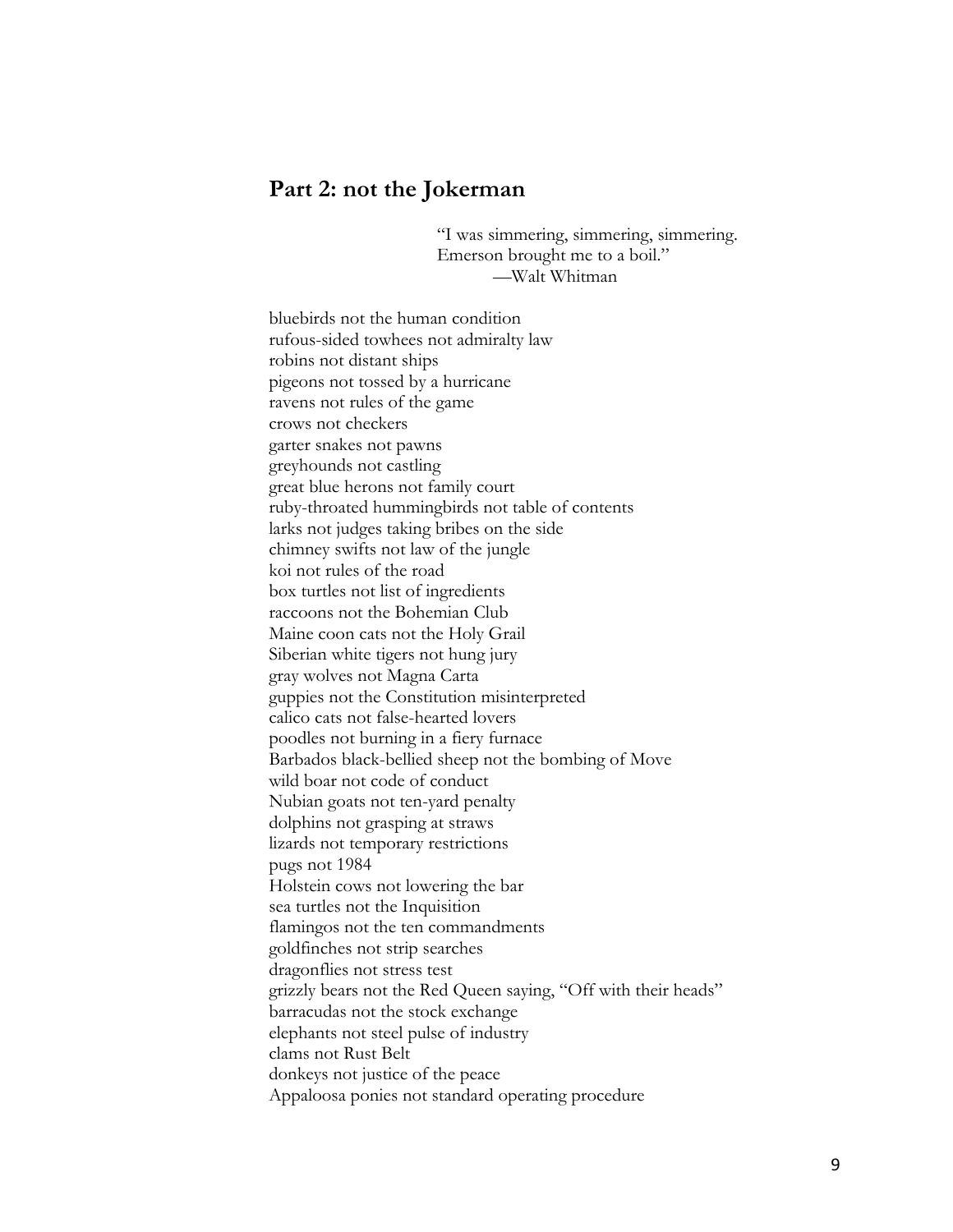## Part 2: not the Jokerman

> "I was simmering, simmering, simmering.
> Emerson brought me to a boil."
> —Walt Whitman

bluebirds not the human condition
rufous-sided towhees not admiralty law
robins not distant ships
pigeons not tossed by a hurricane
ravens not rules of the game
crows not checkers
garter snakes not pawns
greyhounds not castling
great blue herons not family court
ruby-throated hummingbirds not table of contents
larks not judges taking bribes on the side
chimney swifts not law of the jungle
koi not rules of the road
box turtles not list of ingredients
raccoons not the Bohemian Club
Maine coon cats not the Holy Grail
Siberian white tigers not hung jury
gray wolves not Magna Carta
guppies not the Constitution misinterpreted
calico cats not false-hearted lovers
poodles not burning in a fiery furnace
Barbados black-bellied sheep not the bombing of Move
wild boar not code of conduct
Nubian goats not ten-yard penalty
dolphins not grasping at straws
lizards not temporary restrictions
pugs not 1984
Holstein cows not lowering the bar
sea turtles not the Inquisition
flamingos not the ten commandments
goldfinches not strip searches
dragonflies not stress test
grizzly bears not the Red Queen saying, "Off with their heads"
barracudas not the stock exchange
elephants not steel pulse of industry
clams not Rust Belt
donkeys not justice of the peace
Appaloosa ponies not standard operating procedure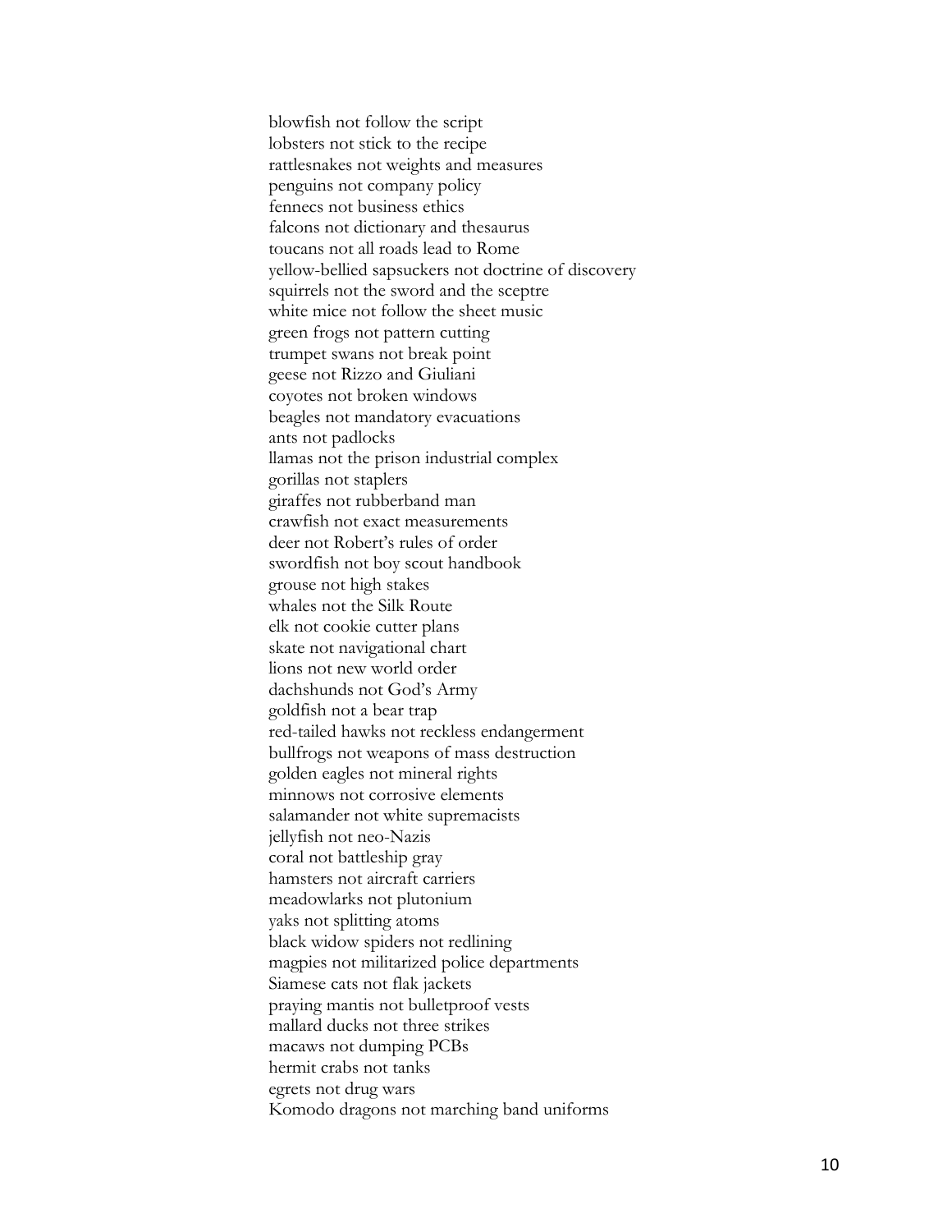blowfish not follow the script
lobsters not stick to the recipe
rattlesnakes not weights and measures
penguins not company policy
fennecs not business ethics
falcons not dictionary and thesaurus
toucans not all roads lead to Rome
yellow-bellied sapsuckers not doctrine of discovery
squirrels not the sword and the sceptre
white mice not follow the sheet music
green frogs not pattern cutting
trumpet swans not break point
geese not Rizzo and Giuliani
coyotes not broken windows
beagles not mandatory evacuations
ants not padlocks
llamas not the prison industrial complex
gorillas not staplers
giraffes not rubberband man
crawfish not exact measurements
deer not Robert's rules of order
swordfish not boy scout handbook
grouse not high stakes
whales not the Silk Route
elk not cookie cutter plans
skate not navigational chart
lions not new world order
dachshunds not God's Army
goldfish not a bear trap
red-tailed hawks not reckless endangerment
bullfrogs not weapons of mass destruction
golden eagles not mineral rights
minnows not corrosive elements
salamander not white supremacists
jellyfish not neo-Nazis
coral not battleship gray
hamsters not aircraft carriers
meadowlarks not plutonium
yaks not splitting atoms
black widow spiders not redlining
magpies not militarized police departments
Siamese cats not flak jackets
praying mantis not bulletproof vests
mallard ducks not three strikes
macaws not dumping PCBs
hermit crabs not tanks
egrets not drug wars
Komodo dragons not marching band uniforms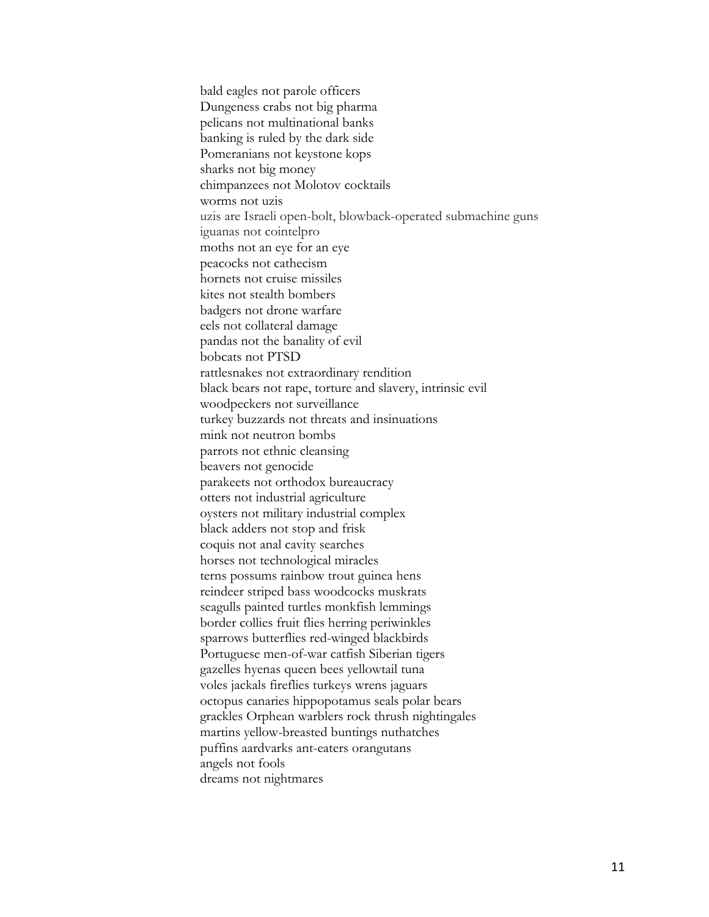bald eagles not parole officers  
Dungeness crabs not big pharma  
pelicans not multinational banks  
banking is ruled by the dark side  
Pomeranians not keystone kops  
sharks not big money  
chimpanzees not Molotov cocktails  
worms not uzis  
uzis are Israeli open-bolt, blowback-operated submachine guns  
iguanas not cointelpro  
moths not an eye for an eye  
peacocks not cathecism  
hornets not cruise missiles  
kites not stealth bombers  
badgers not drone warfare  
eels not collateral damage  
pandas not the banality of evil  
bobcats not PTSD  
rattlesnakes not extraordinary rendition  
black bears not rape, torture and slavery, intrinsic evil  
woodpeckers not surveillance  
turkey buzzards not threats and insinuations  
mink not neutron bombs  
parrots not ethnic cleansing  
beavers not genocide  
parakeets not orthodox bureaucracy  
otters not industrial agriculture  
oysters not military industrial complex  
black adders not stop and frisk  
coquis not anal cavity searches  
horses not technological miracles  
terns possums rainbow trout guinea hens  
reindeer striped bass woodcocks muskrats  
seagulls painted turtles monkfish lemmings  
border collies fruit flies herring periwinkles  
sparrows butterflies red-winged blackbirds  
Portuguese men-of-war catfish Siberian tigers  
gazelles hyenas queen bees yellowtail tuna  
voles jackals fireflies turkeys wrens jaguars  
octopus canaries hippopotamus seals polar bears  
grackles Orphean warblers rock thrush nightingales  
martins yellow-breasted buntings nuthatches  
puffins aardvarks ant-eaters orangutans  
angels not fools  
dreams not nightmares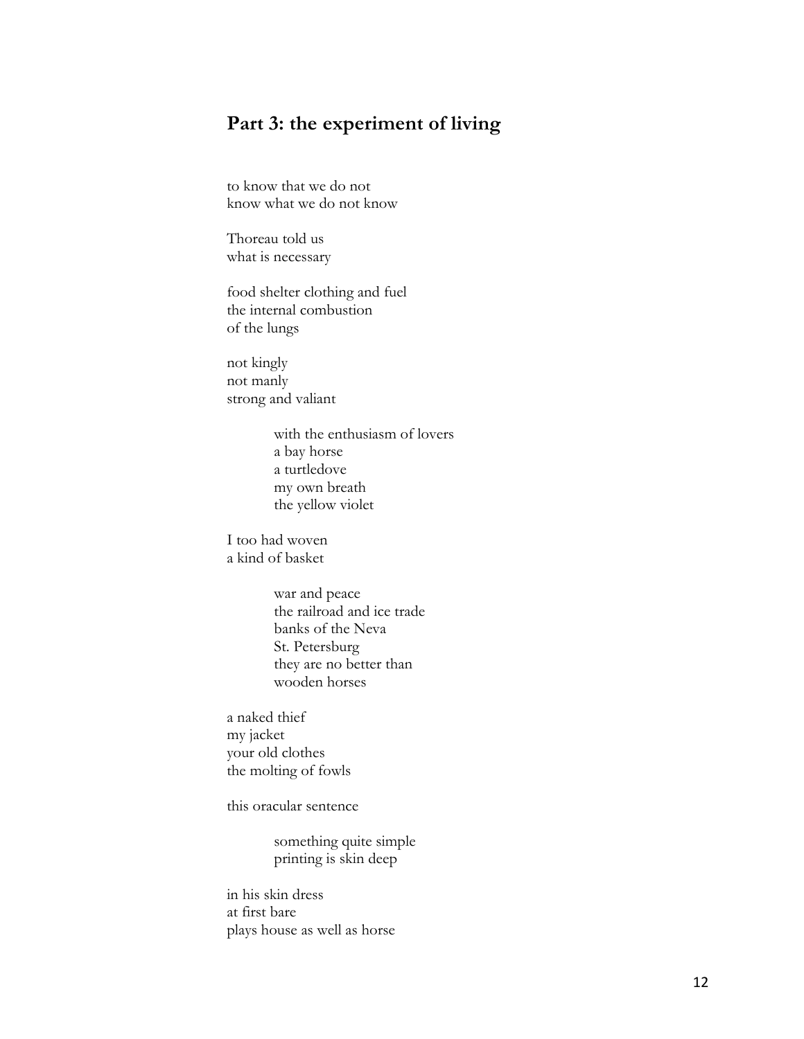## Part 3: the experiment of living

to know that we do not
know what we do not know

Thoreau told us
what is necessary

food shelter clothing and fuel
the internal combustion
of the lungs

not kingly
not manly
strong and valiant

> with the enthusiasm of lovers
> a bay horse
> a turtledove
> my own breath
> the yellow violet

I too had woven
a kind of basket

> war and peace
> the railroad and ice trade
> banks of the Neva
> St. Petersburg
> they are no better than
> wooden horses

a naked thief
my jacket
your old clothes
the molting of fowls

this oracular sentence

> something quite simple
> printing is skin deep

in his skin dress
at first bare
plays house as well as horse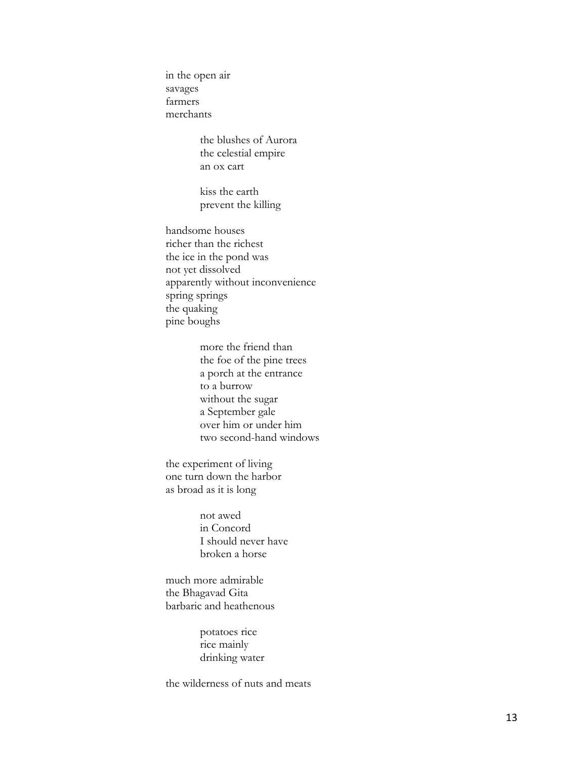in the open air  
savages  
farmers  
merchants

> the blushes of Aurora  
> the celestial empire  
> an ox cart
>
> kiss the earth  
> prevent the killing

handsome houses  
richer than the richest  
the ice in the pond was  
not yet dissolved  
apparently without inconvenience  
spring springs  
the quaking  
pine boughs

> more the friend than  
> the foe of the pine trees  
> a porch at the entrance  
> to a burrow  
> without the sugar  
> a September gale  
> over him or under him  
> two second-hand windows

the experiment of living  
one turn down the harbor  
as broad as it is long

> not awed  
> in Concord  
> I should never have  
> broken a horse

much more admirable  
the Bhagavad Gita  
barbaric and heathenous

> potatoes rice  
> rice mainly  
> drinking water

the wilderness of nuts and meats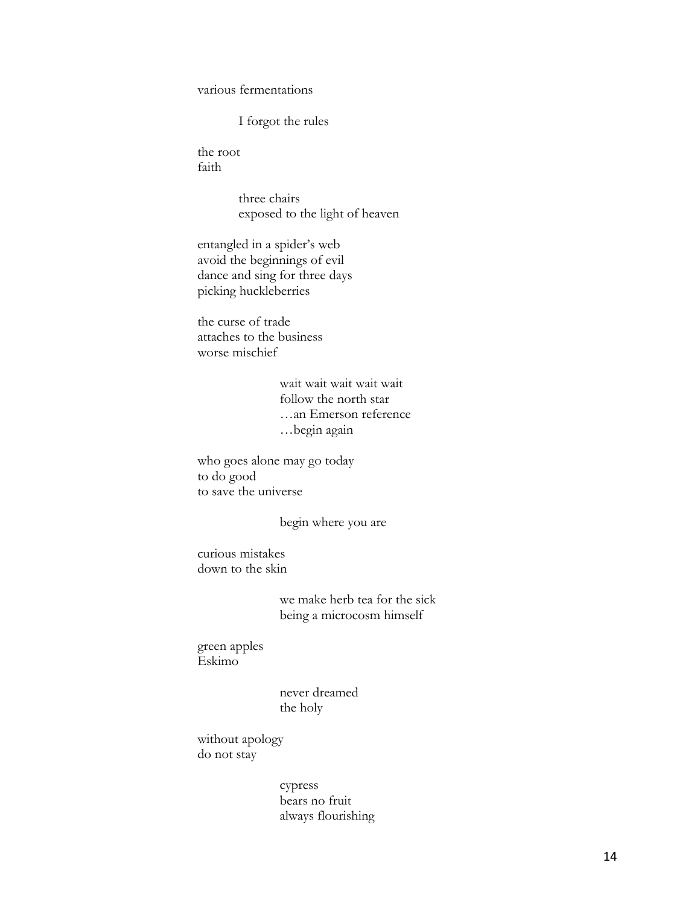various fermentations

&emsp;&emsp;&emsp;&emsp;I forgot the rules

the root  
faith

&emsp;&emsp;&emsp;&emsp;three chairs  
&emsp;&emsp;&emsp;&emsp;exposed to the light of heaven

entangled in a spider's web  
avoid the beginnings of evil  
dance and sing for three days  
picking huckleberries

the curse of trade  
attaches to the business  
worse mischief

&emsp;&emsp;&emsp;&emsp;&emsp;&emsp;&emsp;&emsp;wait wait wait wait wait  
&emsp;&emsp;&emsp;&emsp;&emsp;&emsp;&emsp;&emsp;follow the north star  
&emsp;&emsp;&emsp;&emsp;&emsp;&emsp;&emsp;&emsp;…an Emerson reference  
&emsp;&emsp;&emsp;&emsp;&emsp;&emsp;&emsp;&emsp;…begin again

who goes alone may go today  
to do good  
to save the universe

&emsp;&emsp;&emsp;&emsp;&emsp;&emsp;&emsp;&emsp;begin where you are

curious mistakes  
down to the skin

&emsp;&emsp;&emsp;&emsp;&emsp;&emsp;&emsp;&emsp;we make herb tea for the sick  
&emsp;&emsp;&emsp;&emsp;&emsp;&emsp;&emsp;&emsp;being a microcosm himself

green apples  
Eskimo

&emsp;&emsp;&emsp;&emsp;&emsp;&emsp;&emsp;&emsp;never dreamed  
&emsp;&emsp;&emsp;&emsp;&emsp;&emsp;&emsp;&emsp;the holy

without apology  
do not stay

&emsp;&emsp;&emsp;&emsp;&emsp;&emsp;&emsp;&emsp;cypress  
&emsp;&emsp;&emsp;&emsp;&emsp;&emsp;&emsp;&emsp;bears no fruit  
&emsp;&emsp;&emsp;&emsp;&emsp;&emsp;&emsp;&emsp;always flourishing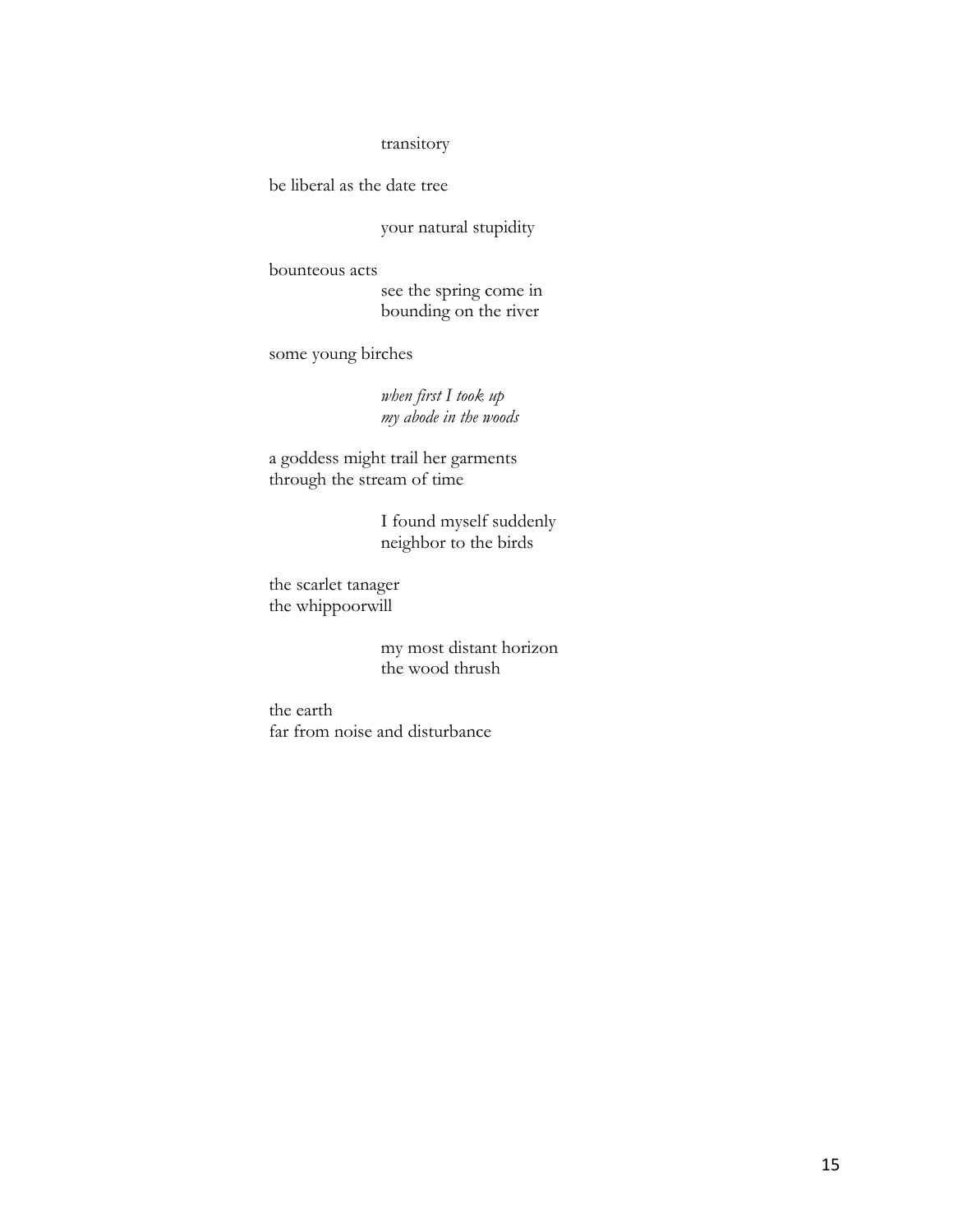transitory

be liberal as the date tree

your natural stupidity

bounteous acts  
see the spring come in  
bounding on the river

some young birches

*when first I took up*  
*my abode in the woods*

a goddess might trail her garments  
through the stream of time

I found myself suddenly  
neighbor to the birds

the scarlet tanager  
the whippoorwill

my most distant horizon  
the wood thrush

the earth  
far from noise and disturbance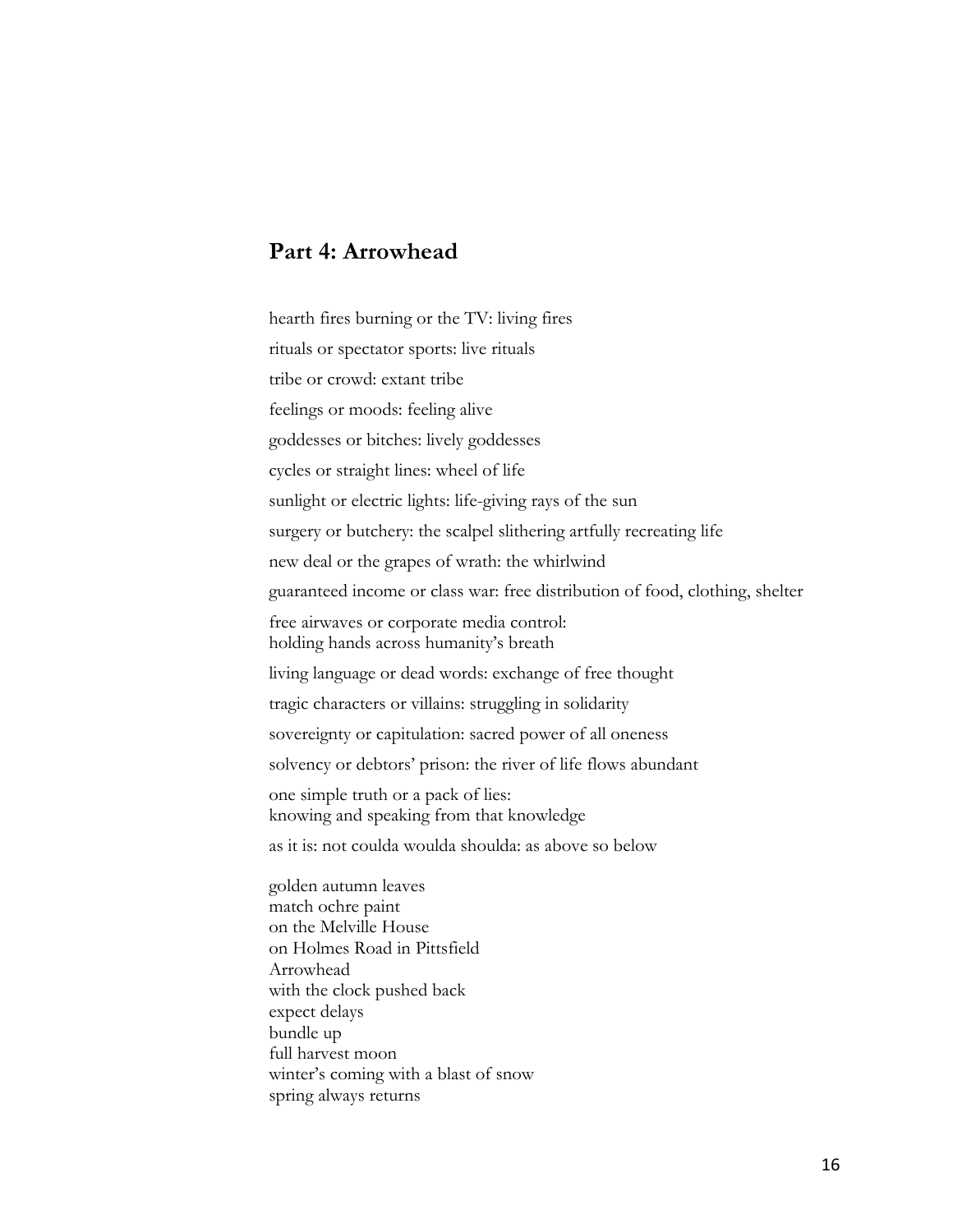## Part 4: Arrowhead

hearth fires burning or the TV: living fires

rituals or spectator sports: live rituals

tribe or crowd: extant tribe

feelings or moods: feeling alive

goddesses or bitches: lively goddesses

cycles or straight lines: wheel of life

sunlight or electric lights: life-giving rays of the sun

surgery or butchery: the scalpel slithering artfully recreating life

new deal or the grapes of wrath: the whirlwind

guaranteed income or class war: free distribution of food, clothing, shelter

free airwaves or corporate media control:  
holding hands across humanity's breath

living language or dead words: exchange of free thought

tragic characters or villains: struggling in solidarity

sovereignty or capitulation: sacred power of all oneness

solvency or debtors' prison: the river of life flows abundant

one simple truth or a pack of lies:  
knowing and speaking from that knowledge

as it is: not coulda woulda shoulda: as above so below

golden autumn leaves  
match ochre paint  
on the Melville House  
on Holmes Road in Pittsfield  
Arrowhead  
with the clock pushed back  
expect delays  
bundle up  
full harvest moon  
winter's coming with a blast of snow  
spring always returns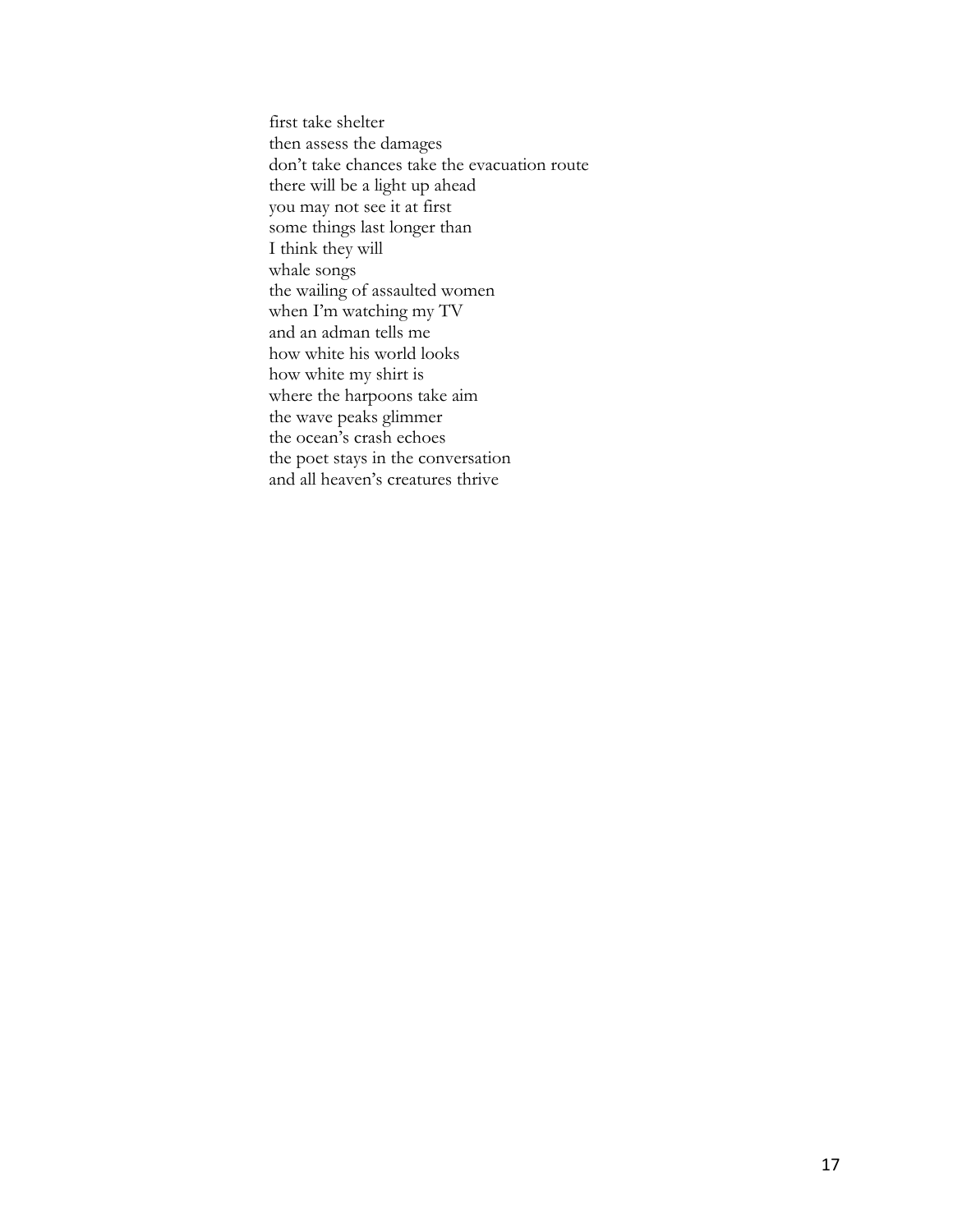first take shelter  
then assess the damages  
don't take chances take the evacuation route  
there will be a light up ahead  
you may not see it at first  
some things last longer than  
I think they will  
whale songs  
the wailing of assaulted women  
when I'm watching my TV  
and an adman tells me  
how white his world looks  
how white my shirt is  
where the harpoons take aim  
the wave peaks glimmer  
the ocean's crash echoes  
the poet stays in the conversation  
and all heaven's creatures thrive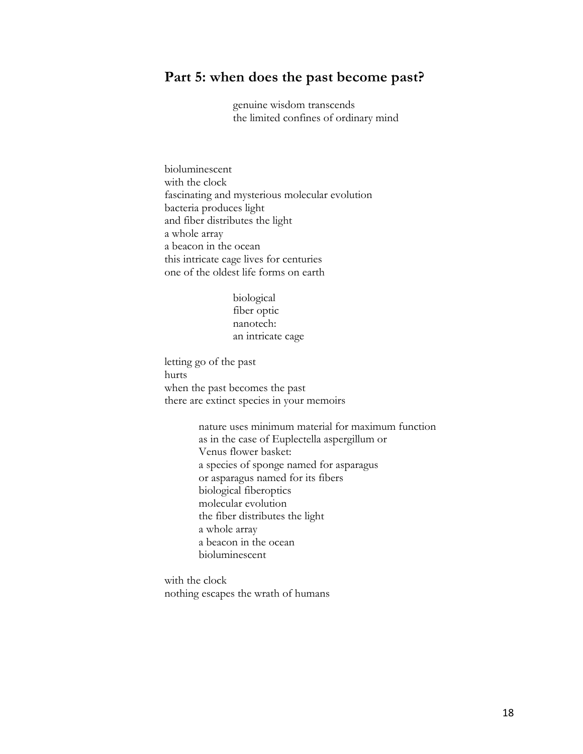## Part 5: when does the past become past?

> genuine wisdom transcends  
> the limited confines of ordinary mind

bioluminescent  
with the clock  
fascinating and mysterious molecular evolution  
bacteria produces light  
and fiber distributes the light  
a whole array  
a beacon in the ocean  
this intricate cage lives for centuries  
one of the oldest life forms on earth

> biological  
> fiber optic  
> nanotech:  
> an intricate cage

letting go of the past  
hurts  
when the past becomes the past  
there are extinct species in your memoirs

> nature uses minimum material for maximum function  
> as in the case of Euplectella aspergillum or  
> Venus flower basket:  
> a species of sponge named for asparagus  
> or asparagus named for its fibers  
> biological fiberoptics  
> molecular evolution  
> the fiber distributes the light  
> a whole array  
> a beacon in the ocean  
> bioluminescent

with the clock  
nothing escapes the wrath of humans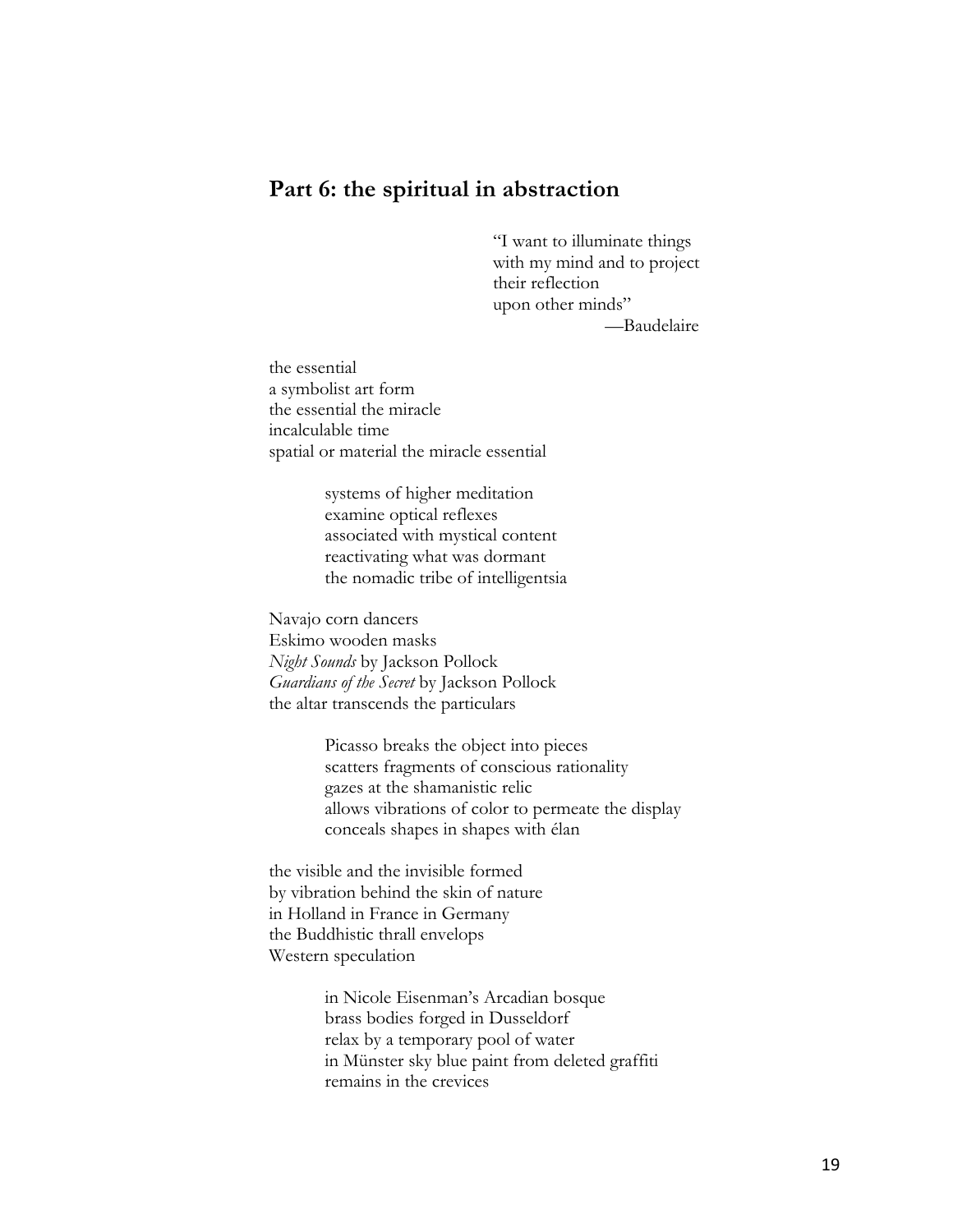## Part 6: the spiritual in abstraction

> "I want to illuminate things
> with my mind and to project
> their reflection
> upon other minds"
> —Baudelaire

the essential
a symbolist art form
the essential the miracle
incalculable time
spatial or material the miracle essential

    systems of higher meditation
    examine optical reflexes
    associated with mystical content
    reactivating what was dormant
    the nomadic tribe of intelligentsia

Navajo corn dancers
Eskimo wooden masks
*Night Sounds* by Jackson Pollock
*Guardians of the Secret* by Jackson Pollock
the altar transcends the particulars

    Picasso breaks the object into pieces
    scatters fragments of conscious rationality
    gazes at the shamanistic relic
    allows vibrations of color to permeate the display
    conceals shapes in shapes with élan

the visible and the invisible formed
by vibration behind the skin of nature
in Holland in France in Germany
the Buddhistic thrall envelops
Western speculation

    in Nicole Eisenman's Arcadian bosque
    brass bodies forged in Dusseldorf
    relax by a temporary pool of water
    in Münster sky blue paint from deleted graffiti
    remains in the crevices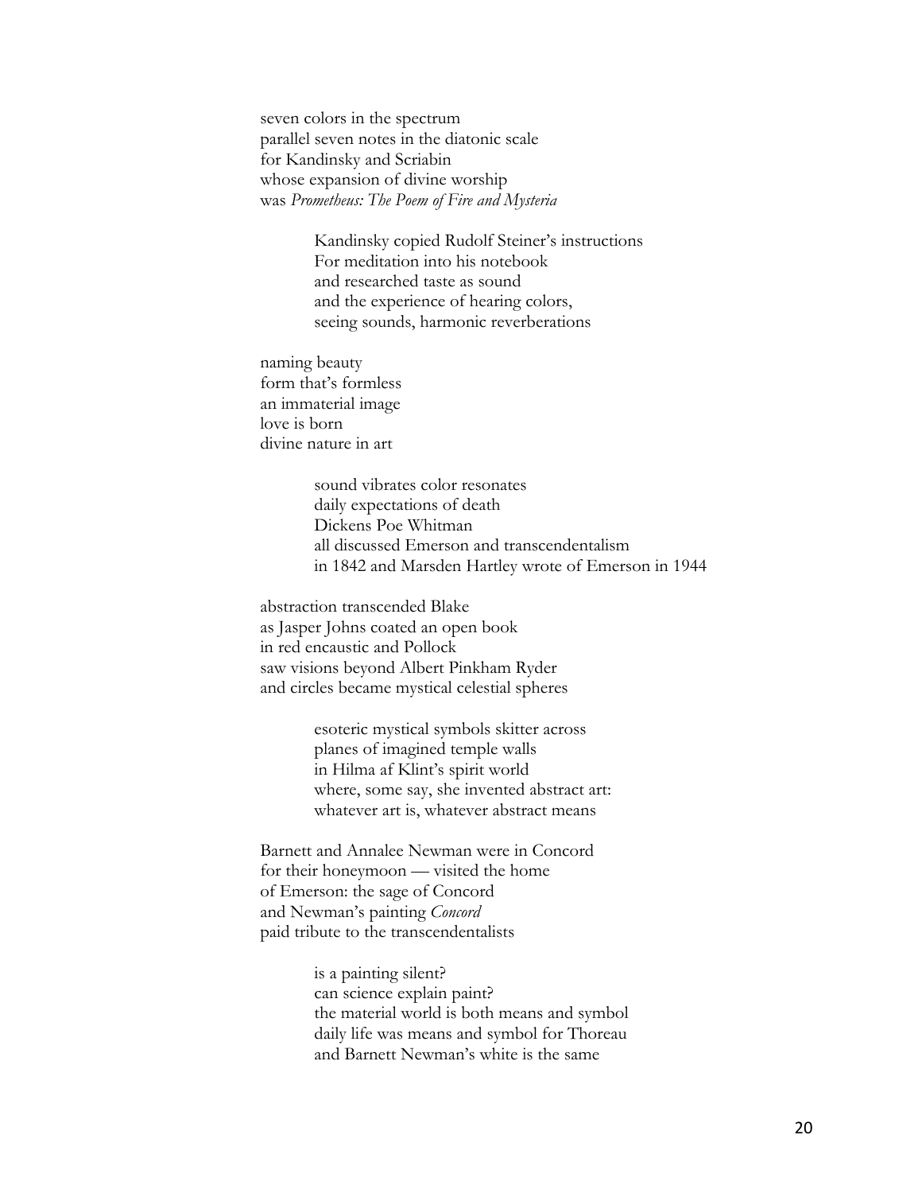seven colors in the spectrum  
parallel seven notes in the diatonic scale  
for Kandinsky and Scriabin  
whose expansion of divine worship  
was *Prometheus: The Poem of Fire and Mysteria*

> Kandinsky copied Rudolf Steiner's instructions  
> For meditation into his notebook  
> and researched taste as sound  
> and the experience of hearing colors,  
> seeing sounds, harmonic reverberations

naming beauty  
form that's formless  
an immaterial image  
love is born  
divine nature in art

> sound vibrates color resonates  
> daily expectations of death  
> Dickens Poe Whitman  
> all discussed Emerson and transcendentalism  
> in 1842 and Marsden Hartley wrote of Emerson in 1944

abstraction transcended Blake  
as Jasper Johns coated an open book  
in red encaustic and Pollock  
saw visions beyond Albert Pinkham Ryder  
and circles became mystical celestial spheres

> esoteric mystical symbols skitter across  
> planes of imagined temple walls  
> in Hilma af Klint's spirit world  
> where, some say, she invented abstract art:  
> whatever art is, whatever abstract means

Barnett and Annalee Newman were in Concord  
for their honeymoon — visited the home  
of Emerson: the sage of Concord  
and Newman's painting *Concord*  
paid tribute to the transcendentalists

> is a painting silent?  
> can science explain paint?  
> the material world is both means and symbol  
> daily life was means and symbol for Thoreau  
> and Barnett Newman's white is the same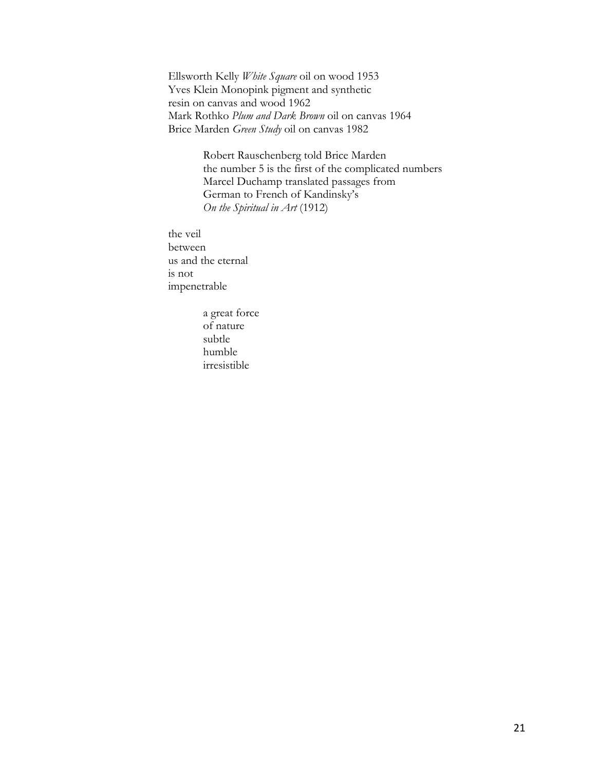Ellsworth Kelly *White Square* oil on wood 1953  
Yves Klein Monopink pigment and synthetic  
resin on canvas and wood 1962  
Mark Rothko *Plum and Dark Brown* oil on canvas 1964  
Brice Marden *Green Study* oil on canvas 1982

> Robert Rauschenberg told Brice Marden  
> the number 5 is the first of the complicated numbers  
> Marcel Duchamp translated passages from  
> German to French of Kandinsky's  
> *On the Spiritual in Art* (1912)

the veil  
between  
us and the eternal  
is not  
impenetrable

> a great force  
> of nature  
> subtle  
> humble  
> irresistible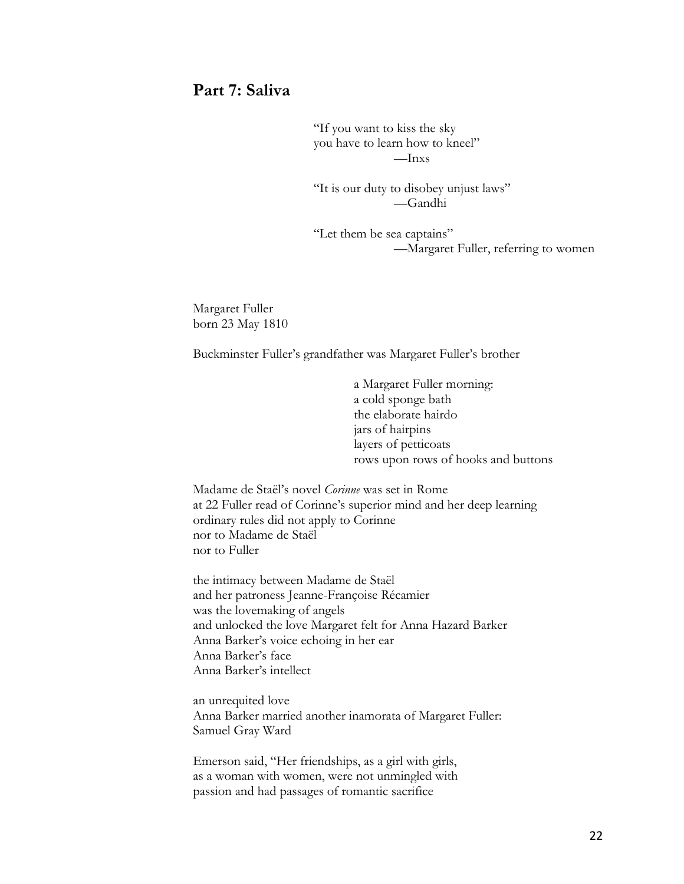## Part 7: Saliva

> "If you want to kiss the sky  
> you have to learn how to kneel"  
> —Inxs
>
> "It is our duty to disobey unjust laws"  
> —Gandhi
>
> "Let them be sea captains"  
> —Margaret Fuller, referring to women

Margaret Fuller  
born 23 May 1810

Buckminster Fuller's grandfather was Margaret Fuller's brother

> a Margaret Fuller morning:  
> a cold sponge bath  
> the elaborate hairdo  
> jars of hairpins  
> layers of petticoats  
> rows upon rows of hooks and buttons

Madame de Staël's novel *Corinne* was set in Rome  
at 22 Fuller read of Corinne's superior mind and her deep learning  
ordinary rules did not apply to Corinne  
nor to Madame de Staël  
nor to Fuller

the intimacy between Madame de Staël  
and her patroness Jeanne-Françoise Récamier  
was the lovemaking of angels  
and unlocked the love Margaret felt for Anna Hazard Barker  
Anna Barker's voice echoing in her ear  
Anna Barker's face  
Anna Barker's intellect

an unrequited love  
Anna Barker married another inamorata of Margaret Fuller:  
Samuel Gray Ward

Emerson said, "Her friendships, as a girl with girls,  
as a woman with women, were not unmingled with  
passion and had passages of romantic sacrifice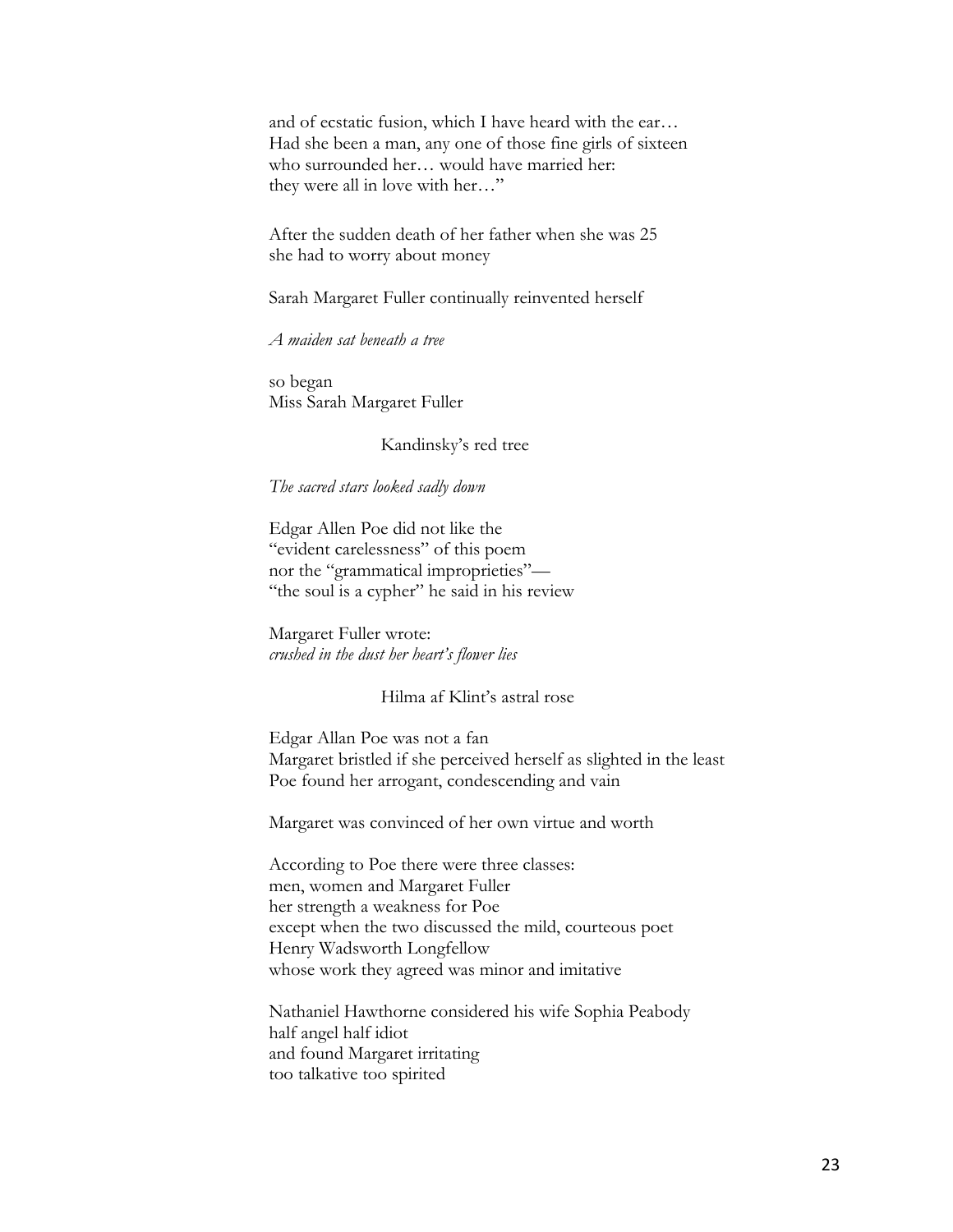and of ecstatic fusion, which I have heard with the ear…  
Had she been a man, any one of those fine girls of sixteen  
who surrounded her… would have married her:  
they were all in love with her…"

After the sudden death of her father when she was 25  
she had to worry about money

Sarah Margaret Fuller continually reinvented herself

*A maiden sat beneath a tree*

so began  
Miss Sarah Margaret Fuller

Kandinsky's red tree

*The sacred stars looked sadly down*

Edgar Allen Poe did not like the  
"evident carelessness" of this poem  
nor the "grammatical improprieties"—  
"the soul is a cypher" he said in his review

Margaret Fuller wrote:  
*crushed in the dust her heart's flower lies*

Hilma af Klint's astral rose

Edgar Allan Poe was not a fan  
Margaret bristled if she perceived herself as slighted in the least  
Poe found her arrogant, condescending and vain

Margaret was convinced of her own virtue and worth

According to Poe there were three classes:  
men, women and Margaret Fuller  
her strength a weakness for Poe  
except when the two discussed the mild, courteous poet  
Henry Wadsworth Longfellow  
whose work they agreed was minor and imitative

Nathaniel Hawthorne considered his wife Sophia Peabody  
half angel half idiot  
and found Margaret irritating  
too talkative too spirited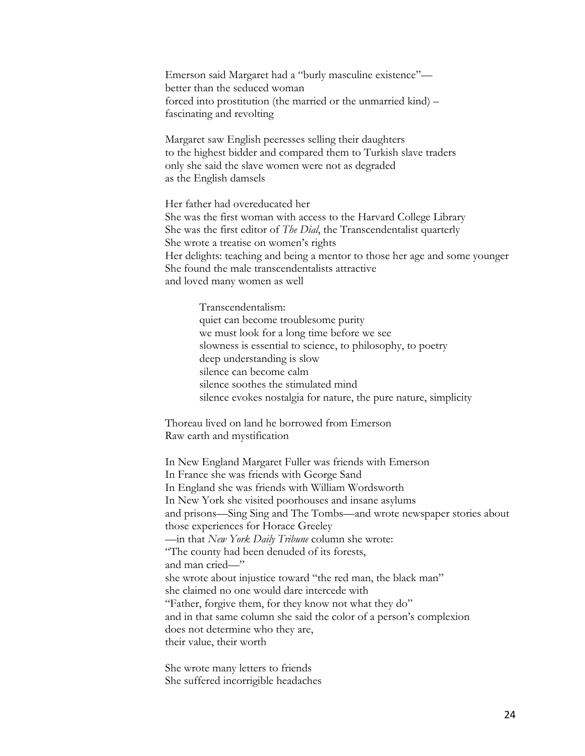Emerson said Margaret had a "burly masculine existence"—
better than the seduced woman
forced into prostitution (the married or the unmarried kind) –
fascinating and revolting

Margaret saw English peeresses selling their daughters
to the highest bidder and compared them to Turkish slave traders
only she said the slave women were not as degraded
as the English damsels

Her father had overeducated her
She was the first woman with access to the Harvard College Library
She was the first editor of *The Dial*, the Transcendentalist quarterly
She wrote a treatise on women's rights
Her delights: teaching and being a mentor to those her age and some younger
She found the male transcendentalists attractive
and loved many women as well

> Transcendentalism:
> quiet can become troublesome purity
> we must look for a long time before we see
> slowness is essential to science, to philosophy, to poetry
> deep understanding is slow
> silence can become calm
> silence soothes the stimulated mind
> silence evokes nostalgia for nature, the pure nature, simplicity

Thoreau lived on land he borrowed from Emerson
Raw earth and mystification

In New England Margaret Fuller was friends with Emerson
In France she was friends with George Sand
In England she was friends with William Wordsworth
In New York she visited poorhouses and insane asylums
and prisons—Sing Sing and The Tombs—and wrote newspaper stories about
those experiences for Horace Greeley
—in that *New York Daily Tribune* column she wrote:
"The county had been denuded of its forests,
and man cried—"
she wrote about injustice toward "the red man, the black man"
she claimed no one would dare intercede with
"Father, forgive them, for they know not what they do"
and in that same column she said the color of a person's complexion
does not determine who they are,
their value, their worth

She wrote many letters to friends
She suffered incorrigible headaches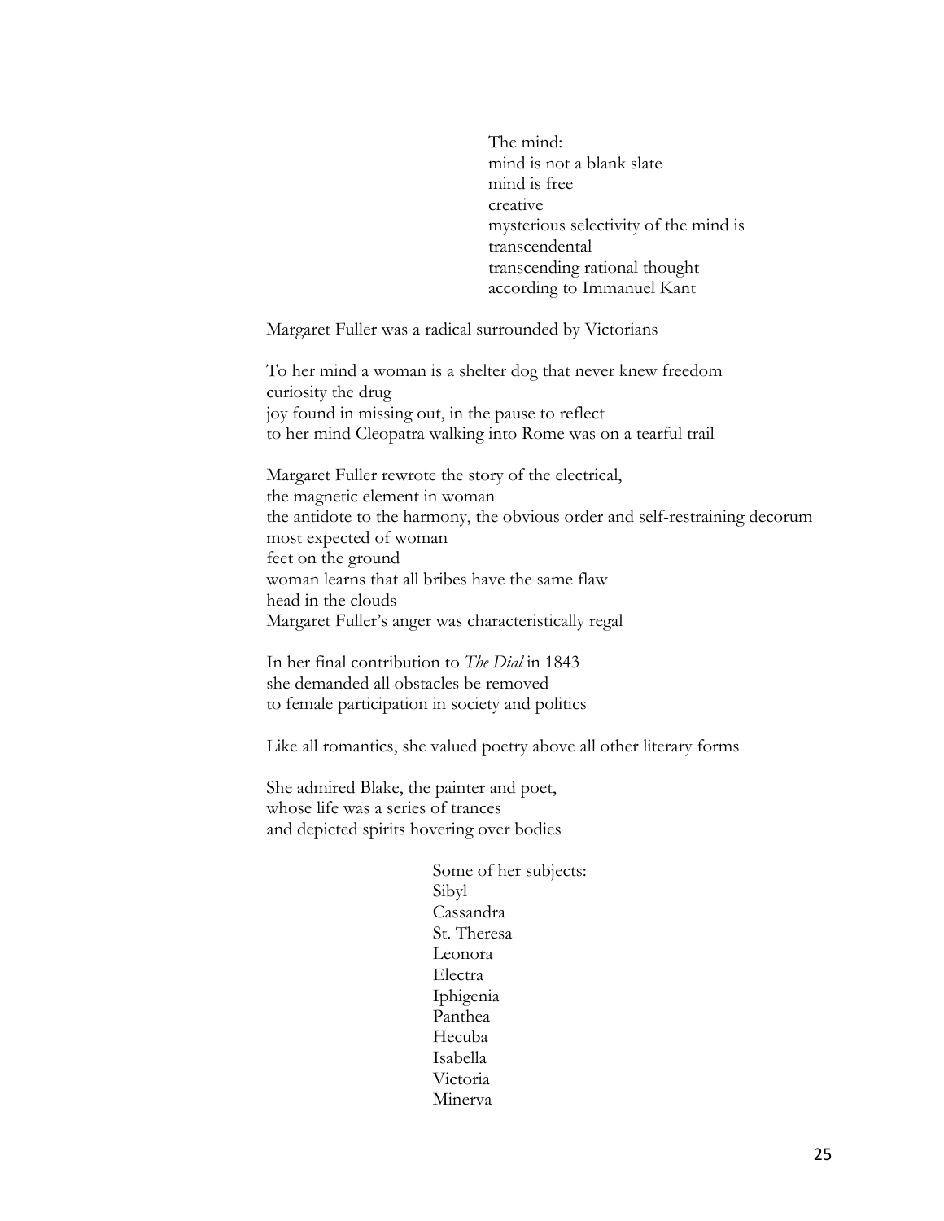The mind:  
mind is not a blank slate  
mind is free  
creative  
mysterious selectivity of the mind is  
transcendental  
transcending rational thought  
according to Immanuel Kant

Margaret Fuller was a radical surrounded by Victorians

To her mind a woman is a shelter dog that never knew freedom  
curiosity the drug  
joy found in missing out, in the pause to reflect  
to her mind Cleopatra walking into Rome was on a tearful trail

Margaret Fuller rewrote the story of the electrical,  
the magnetic element in woman  
the antidote to the harmony, the obvious order and self-restraining decorum  
most expected of woman  
feet on the ground  
woman learns that all bribes have the same flaw  
head in the clouds  
Margaret Fuller's anger was characteristically regal

In her final contribution to *The Dial* in 1843  
she demanded all obstacles be removed  
to female participation in society and politics

Like all romantics, she valued poetry above all other literary forms

She admired Blake, the painter and poet,  
whose life was a series of trances  
and depicted spirits hovering over bodies

Some of her subjects:  
Sibyl  
Cassandra  
St. Theresa  
Leonora  
Electra  
Iphigenia  
Panthea  
Hecuba  
Isabella  
Victoria  
Minerva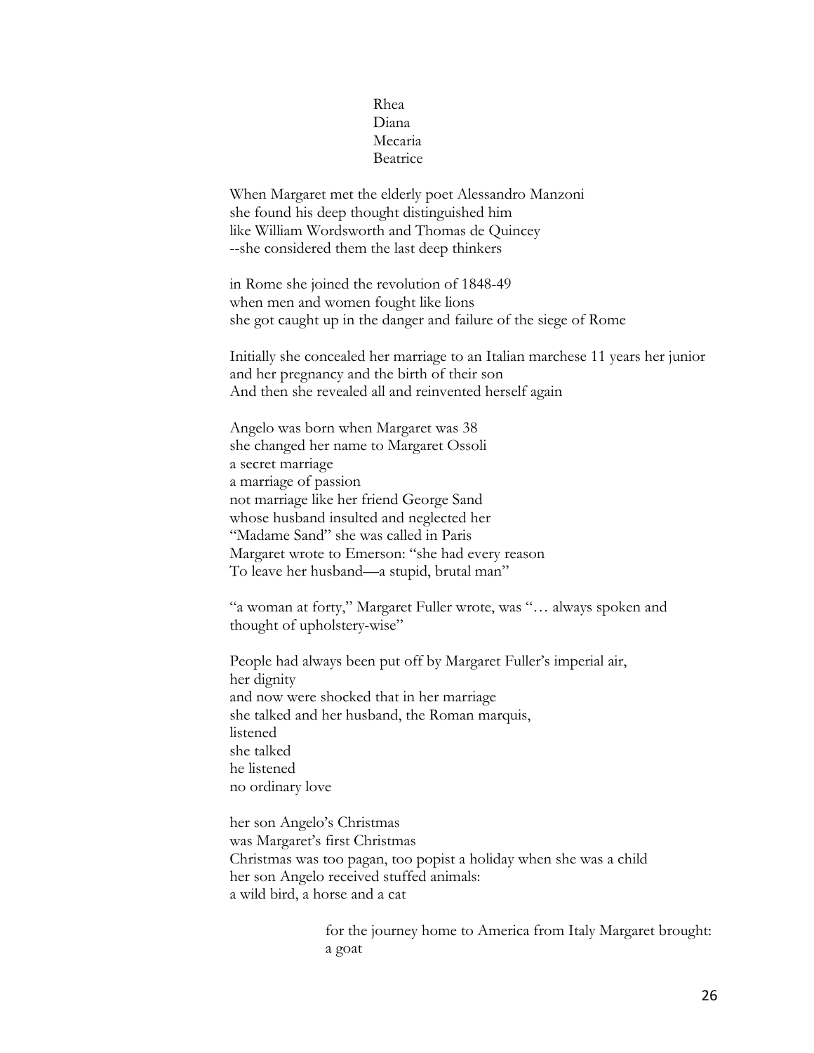Rhea
Diana
Mecaria
Beatrice

When Margaret met the elderly poet Alessandro Manzoni
she found his deep thought distinguished him
like William Wordsworth and Thomas de Quincey
--she considered them the last deep thinkers

in Rome she joined the revolution of 1848-49
when men and women fought like lions
she got caught up in the danger and failure of the siege of Rome

Initially she concealed her marriage to an Italian marchese 11 years her junior
and her pregnancy and the birth of their son
And then she revealed all and reinvented herself again

Angelo was born when Margaret was 38
she changed her name to Margaret Ossoli
a secret marriage
a marriage of passion
not marriage like her friend George Sand
whose husband insulted and neglected her
"Madame Sand" she was called in Paris
Margaret wrote to Emerson: "she had every reason
To leave her husband—a stupid, brutal man"

"a woman at forty," Margaret Fuller wrote, was "… always spoken and
thought of upholstery-wise"

People had always been put off by Margaret Fuller's imperial air,
her dignity
and now were shocked that in her marriage
she talked and her husband, the Roman marquis,
listened
she talked
he listened
no ordinary love

her son Angelo's Christmas
was Margaret's first Christmas
Christmas was too pagan, too popist a holiday when she was a child
her son Angelo received stuffed animals:
a wild bird, a horse and a cat

for the journey home to America from Italy Margaret brought:
a goat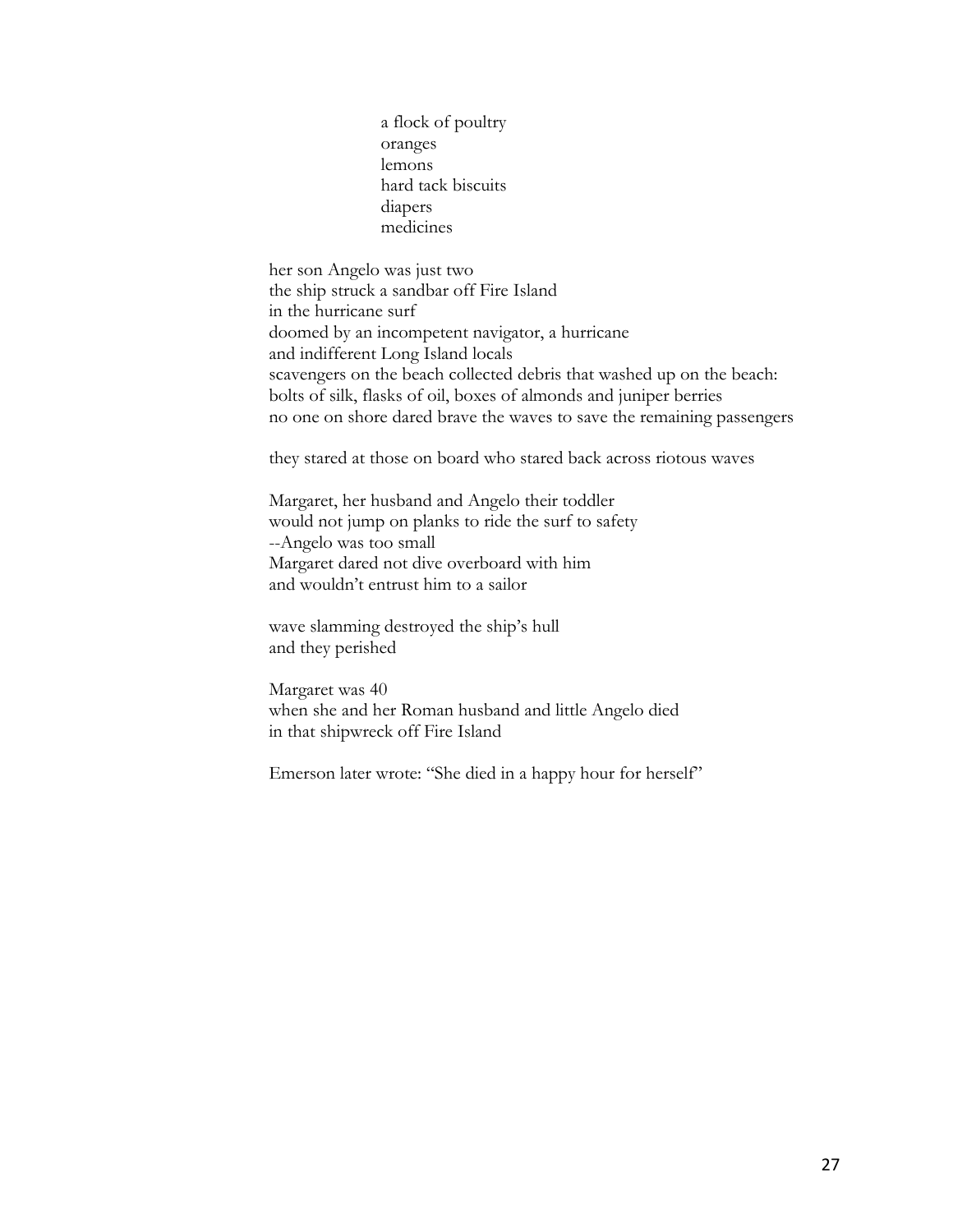a flock of poultry  
oranges  
lemons  
hard tack biscuits  
diapers  
medicines

her son Angelo was just two  
the ship struck a sandbar off Fire Island  
in the hurricane surf  
doomed by an incompetent navigator, a hurricane  
and indifferent Long Island locals  
scavengers on the beach collected debris that washed up on the beach:  
bolts of silk, flasks of oil, boxes of almonds and juniper berries  
no one on shore dared brave the waves to save the remaining passengers

they stared at those on board who stared back across riotous waves

Margaret, her husband and Angelo their toddler  
would not jump on planks to ride the surf to safety  
--Angelo was too small  
Margaret dared not dive overboard with him  
and wouldn't entrust him to a sailor

wave slamming destroyed the ship's hull  
and they perished

Margaret was 40  
when she and her Roman husband and little Angelo died  
in that shipwreck off Fire Island

Emerson later wrote: "She died in a happy hour for herself"